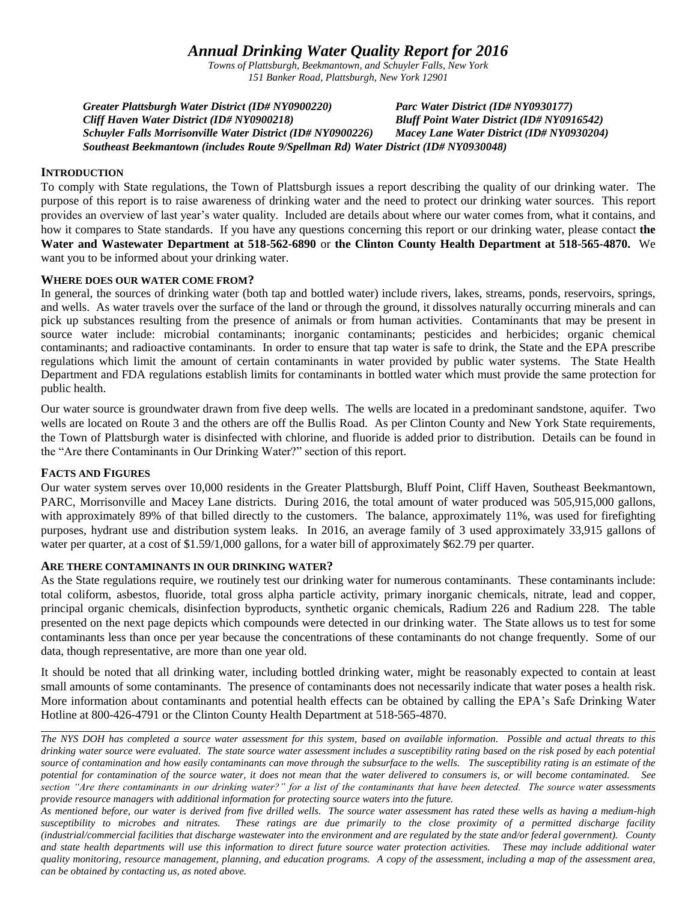# *Annual Drinking Water Quality Report for 2016*

*Towns of Plattsburgh, Beekmantown, and Schuyler Falls, New York*
*151 Banker Road, Plattsburgh, New York 12901*

***Greater Plattsburgh Water District (ID# NY0900220)***
***Cliff Haven Water District (ID# NY0900218)***
***Schuyler Falls Morrisonville Water District (ID# NY0900226)***
***Southeast Beekmantown (includes Route 9/Spellman Rd) Water District (ID# NY0930048)***
***Parc Water District (ID# NY0930177)***
***Bluff Point Water District (ID# NY0916542)***
***Macey Lane Water District (ID# NY0930204)***

## INTRODUCTION

To comply with State regulations, the Town of Plattsburgh issues a report describing the quality of our drinking water. The purpose of this report is to raise awareness of drinking water and the need to protect our drinking water sources. This report provides an overview of last year's water quality. Included are details about where our water comes from, what it contains, and how it compares to State standards. If you have any questions concerning this report or our drinking water, please contact **the Water and Wastewater Department at 518-562-6890** or **the Clinton County Health Department at 518-565-4870.** We want you to be informed about your drinking water.

## WHERE DOES OUR WATER COME FROM?

In general, the sources of drinking water (both tap and bottled water) include rivers, lakes, streams, ponds, reservoirs, springs, and wells. As water travels over the surface of the land or through the ground, it dissolves naturally occurring minerals and can pick up substances resulting from the presence of animals or from human activities. Contaminants that may be present in source water include: microbial contaminants; inorganic contaminants; pesticides and herbicides; organic chemical contaminants; and radioactive contaminants. In order to ensure that tap water is safe to drink, the State and the EPA prescribe regulations which limit the amount of certain contaminants in water provided by public water systems. The State Health Department and FDA regulations establish limits for contaminants in bottled water which must provide the same protection for public health.

Our water source is groundwater drawn from five deep wells. The wells are located in a predominant sandstone, aquifer. Two wells are located on Route 3 and the others are off the Bullis Road. As per Clinton County and New York State requirements, the Town of Plattsburgh water is disinfected with chlorine, and fluoride is added prior to distribution. Details can be found in the "Are there Contaminants in Our Drinking Water?" section of this report.

## FACTS AND FIGURES

Our water system serves over 10,000 residents in the Greater Plattsburgh, Bluff Point, Cliff Haven, Southeast Beekmantown, PARC, Morrisonville and Macey Lane districts. During 2016, the total amount of water produced was 505,915,000 gallons, with approximately 89% of that billed directly to the customers. The balance, approximately 11%, was used for firefighting purposes, hydrant use and distribution system leaks. In 2016, an average family of 3 used approximately 33,915 gallons of water per quarter, at a cost of $1.59/1,000 gallons, for a water bill of approximately $62.79 per quarter.

## ARE THERE CONTAMINANTS IN OUR DRINKING WATER?

As the State regulations require, we routinely test our drinking water for numerous contaminants. These contaminants include: total coliform, asbestos, fluoride, total gross alpha particle activity, primary inorganic chemicals, nitrate, lead and copper, principal organic chemicals, disinfection byproducts, synthetic organic chemicals, Radium 226 and Radium 228. The table presented on the next page depicts which compounds were detected in our drinking water. The State allows us to test for some contaminants less than once per year because the concentrations of these contaminants do not change frequently. Some of our data, though representative, are more than one year old.

It should be noted that all drinking water, including bottled drinking water, might be reasonably expected to contain at least small amounts of some contaminants. The presence of contaminants does not necessarily indicate that water poses a health risk. More information about contaminants and potential health effects can be obtained by calling the EPA's Safe Drinking Water Hotline at 800-426-4791 or the Clinton County Health Department at 518-565-4870.

---

*The NYS DOH has completed a source water assessment for this system, based on available information. Possible and actual threats to this drinking water source were evaluated. The state source water assessment includes a susceptibility rating based on the risk posed by each potential source of contamination and how easily contaminants can move through the subsurface to the wells. The susceptibility rating is an estimate of the potential for contamination of the source water, it does not mean that the water delivered to consumers is, or will become contaminated. See section "Are there contaminants in our drinking water?" for a list of the contaminants that have been detected. The source water assessments provide resource managers with additional information for protecting source waters into the future.*

*As mentioned before, our water is derived from five drilled wells. The source water assessment has rated these wells as having a medium-high susceptibility to microbes and nitrates. These ratings are due primarily to the close proximity of a permitted discharge facility (industrial/commercial facilities that discharge wastewater into the environment and are regulated by the state and/or federal government). County and state health departments will use this information to direct future source water protection activities. These may include additional water quality monitoring, resource management, planning, and education programs. A copy of the assessment, including a map of the assessment area, can be obtained by contacting us, as noted above.*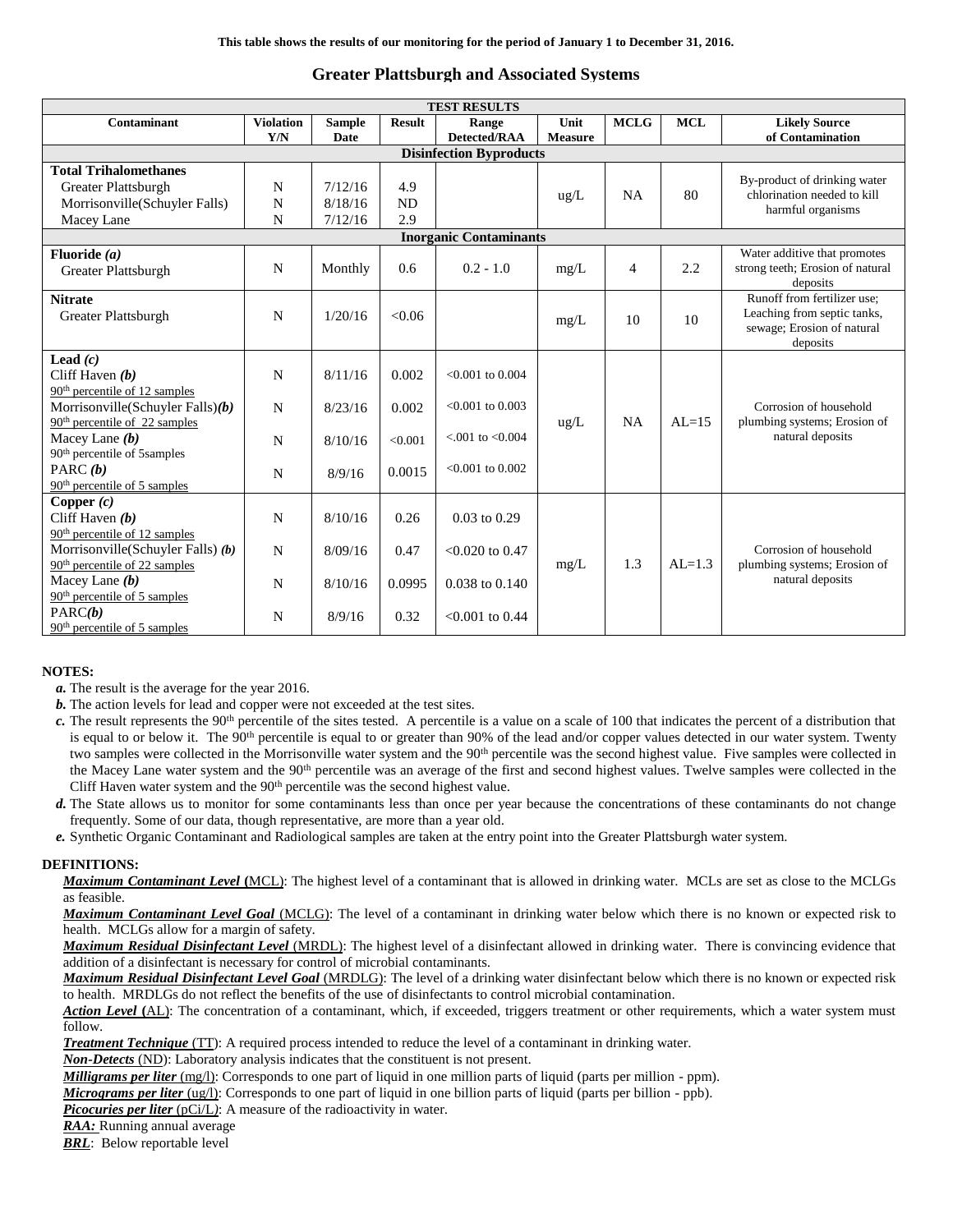**This table shows the results of our monitoring for the period of January 1 to December 31, 2016.**

## Greater Plattsburgh and Associated Systems

| TEST RESULTS | | | | | | | | |
|---|---|---|---|---|---|---|---|---|
| **Contaminant** | **Violation Y/N** | **Sample Date** | **Result** | **Range Detected/RAA** | **Unit Measure** | **MCLG** | **MCL** | **Likely Source of Contamination** |
| **Disinfection Byproducts** | | | | | | | | |
| **Total Trihalomethanes** | | | | | ug/L | NA | 80 | By-product of drinking water chlorination needed to kill harmful organisms |
| Greater Plattsburgh | N | 7/12/16 | 4.9 | | | | | |
| Morrisonville(Schuyler Falls) | N | 8/18/16 | ND | | | | | |
| Macey Lane | N | 7/12/16 | 2.9 | | | | | |
| **Inorganic Contaminants** | | | | | | | | |
| **Fluoride *(a)*** Greater Plattsburgh | N | Monthly | 0.6 | 0.2 - 1.0 | mg/L | 4 | 2.2 | Water additive that promotes strong teeth; Erosion of natural deposits |
| **Nitrate** Greater Plattsburgh | N | 1/20/16 | <0.06 | | mg/L | 10 | 10 | Runoff from fertilizer use; Leaching from septic tanks, sewage; Erosion of natural deposits |
| **Lead *(c)*** | | | | | ug/L | NA | AL=15 | Corrosion of household plumbing systems; Erosion of natural deposits |
| Cliff Haven ***(b)*** 90th percentile of 12 samples | N | 8/11/16 | 0.002 | <0.001 to 0.004 | | | | |
| Morrisonville(Schuyler Falls)***(b)*** 90th percentile of 22 samples | N | 8/23/16 | 0.002 | <0.001 to 0.003 | | | | |
| Macey Lane ***(b)*** 90th percentile of 5samples | N | 8/10/16 | <0.001 | <.001 to <0.004 | | | | |
| PARC ***(b)*** 90th percentile of 5 samples | N | 8/9/16 | 0.0015 | <0.001 to 0.002 | | | | |
| **Copper *(c)*** | | | | | mg/L | 1.3 | AL=1.3 | Corrosion of household plumbing systems; Erosion of natural deposits |
| Cliff Haven ***(b)*** 90th percentile of 12 samples | N | 8/10/16 | 0.26 | 0.03 to 0.29 | | | | |
| Morrisonville(Schuyler Falls) ***(b)*** 90th percentile of 22 samples | N | 8/09/16 | 0.47 | <0.020 to 0.47 | | | | |
| Macey Lane ***(b)*** 90th percentile of 5 samples | N | 8/10/16 | 0.0995 | 0.038 to 0.140 | | | | |
| PARC***(b)*** 90th percentile of 5 samples | N | 8/9/16 | 0.32 | <0.001 to 0.44 | | | | |

**NOTES:**

- ***a.*** The result is the average for the year 2016.
- ***b.*** The action levels for lead and copper were not exceeded at the test sites.
- ***c.*** The result represents the 90th percentile of the sites tested. A percentile is a value on a scale of 100 that indicates the percent of a distribution that is equal to or below it. The 90th percentile is equal to or greater than 90% of the lead and/or copper values detected in our water system. Twenty two samples were collected in the Morrisonville water system and the 90th percentile was the second highest value. Five samples were collected in the Macey Lane water system and the 90th percentile was an average of the first and second highest values. Twelve samples were collected in the Cliff Haven water system and the 90th percentile was the second highest value.
- ***d.*** The State allows us to monitor for some contaminants less than once per year because the concentrations of these contaminants do not change frequently. Some of our data, though representative, are more than a year old.
- ***e.*** Synthetic Organic Contaminant and Radiological samples are taken at the entry point into the Greater Plattsburgh water system.

**DEFINITIONS:**

***Maximum Contaminant Level* (**MCL): The highest level of a contaminant that is allowed in drinking water. MCLs are set as close to the MCLGs as feasible.

***Maximum Contaminant Level Goal*** (MCLG): The level of a contaminant in drinking water below which there is no known or expected risk to health. MCLGs allow for a margin of safety.

***Maximum Residual Disinfectant Level*** (MRDL): The highest level of a disinfectant allowed in drinking water. There is convincing evidence that addition of a disinfectant is necessary for control of microbial contaminants.

***Maximum Residual Disinfectant Level Goal*** (MRDLG): The level of a drinking water disinfectant below which there is no known or expected risk to health. MRDLGs do not reflect the benefits of the use of disinfectants to control microbial contamination.

***Action Level* (**AL): The concentration of a contaminant, which, if exceeded, triggers treatment or other requirements, which a water system must follow.

***Treatment Technique*** (TT): A required process intended to reduce the level of a contaminant in drinking water.

***Non-Detects*** (ND): Laboratory analysis indicates that the constituent is not present.

***Milligrams per liter*** (mg/l): Corresponds to one part of liquid in one million parts of liquid (parts per million - ppm).

***Micrograms per liter*** (ug/l): Corresponds to one part of liquid in one billion parts of liquid (parts per billion - ppb).

***Picocuries per liter*** (pCi/L): A measure of the radioactivity in water.

***RAA:*** Running annual average

***BRL***: Below reportable level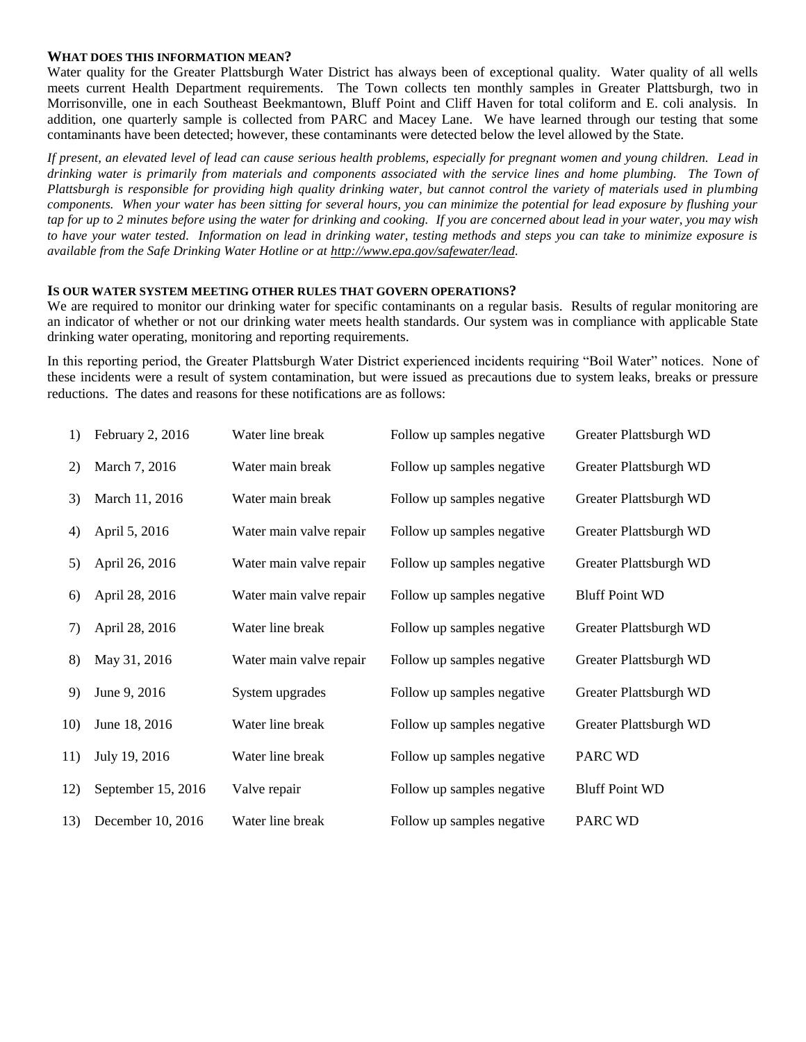## WHAT DOES THIS INFORMATION MEAN?

Water quality for the Greater Plattsburgh Water District has always been of exceptional quality. Water quality of all wells meets current Health Department requirements. The Town collects ten monthly samples in Greater Plattsburgh, two in Morrisonville, one in each Southeast Beekmantown, Bluff Point and Cliff Haven for total coliform and E. coli analysis. In addition, one quarterly sample is collected from PARC and Macey Lane. We have learned through our testing that some contaminants have been detected; however, these contaminants were detected below the level allowed by the State.

*If present, an elevated level of lead can cause serious health problems, especially for pregnant women and young children. Lead in drinking water is primarily from materials and components associated with the service lines and home plumbing. The Town of Plattsburgh is responsible for providing high quality drinking water, but cannot control the variety of materials used in plumbing components. When your water has been sitting for several hours, you can minimize the potential for lead exposure by flushing your tap for up to 2 minutes before using the water for drinking and cooking. If you are concerned about lead in your water, you may wish to have your water tested. Information on lead in drinking water, testing methods and steps you can take to minimize exposure is available from the Safe Drinking Water Hotline or at http://www.epa.gov/safewater/lead.*

## IS OUR WATER SYSTEM MEETING OTHER RULES THAT GOVERN OPERATIONS?

We are required to monitor our drinking water for specific contaminants on a regular basis. Results of regular monitoring are an indicator of whether or not our drinking water meets health standards. Our system was in compliance with applicable State drinking water operating, monitoring and reporting requirements.

In this reporting period, the Greater Plattsburgh Water District experienced incidents requiring "Boil Water" notices. None of these incidents were a result of system contamination, but were issued as precautions due to system leaks, breaks or pressure reductions. The dates and reasons for these notifications are as follows:

| | | | | |
|---|---|---|---|---|
| 1) | February 2, 2016 | Water line break | Follow up samples negative | Greater Plattsburgh WD |
| 2) | March 7, 2016 | Water main break | Follow up samples negative | Greater Plattsburgh WD |
| 3) | March 11, 2016 | Water main break | Follow up samples negative | Greater Plattsburgh WD |
| 4) | April 5, 2016 | Water main valve repair | Follow up samples negative | Greater Plattsburgh WD |
| 5) | April 26, 2016 | Water main valve repair | Follow up samples negative | Greater Plattsburgh WD |
| 6) | April 28, 2016 | Water main valve repair | Follow up samples negative | Bluff Point WD |
| 7) | April 28, 2016 | Water line break | Follow up samples negative | Greater Plattsburgh WD |
| 8) | May 31, 2016 | Water main valve repair | Follow up samples negative | Greater Plattsburgh WD |
| 9) | June 9, 2016 | System upgrades | Follow up samples negative | Greater Plattsburgh WD |
| 10) | June 18, 2016 | Water line break | Follow up samples negative | Greater Plattsburgh WD |
| 11) | July 19, 2016 | Water line break | Follow up samples negative | PARC WD |
| 12) | September 15, 2016 | Valve repair | Follow up samples negative | Bluff Point WD |
| 13) | December 10, 2016 | Water line break | Follow up samples negative | PARC WD |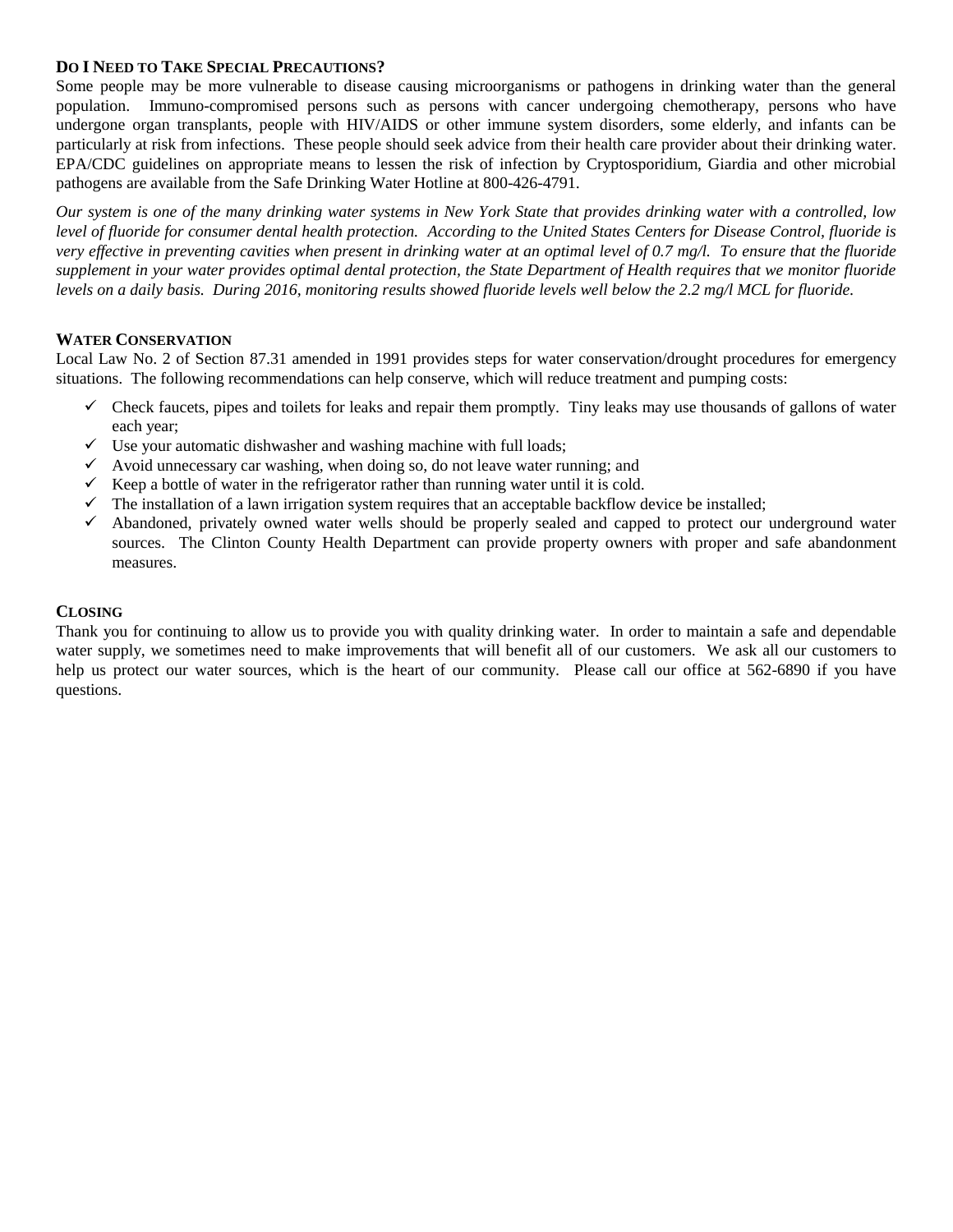## Do I Need to Take Special Precautions?

Some people may be more vulnerable to disease causing microorganisms or pathogens in drinking water than the general population. Immuno-compromised persons such as persons with cancer undergoing chemotherapy, persons who have undergone organ transplants, people with HIV/AIDS or other immune system disorders, some elderly, and infants can be particularly at risk from infections. These people should seek advice from their health care provider about their drinking water. EPA/CDC guidelines on appropriate means to lessen the risk of infection by Cryptosporidium, Giardia and other microbial pathogens are available from the Safe Drinking Water Hotline at 800-426-4791.

*Our system is one of the many drinking water systems in New York State that provides drinking water with a controlled, low level of fluoride for consumer dental health protection. According to the United States Centers for Disease Control, fluoride is very effective in preventing cavities when present in drinking water at an optimal level of 0.7 mg/l. To ensure that the fluoride supplement in your water provides optimal dental protection, the State Department of Health requires that we monitor fluoride levels on a daily basis. During 2016, monitoring results showed fluoride levels well below the 2.2 mg/l MCL for fluoride.*

## Water Conservation

Local Law No. 2 of Section 87.31 amended in 1991 provides steps for water conservation/drought procedures for emergency situations. The following recommendations can help conserve, which will reduce treatment and pumping costs:

- ✓ Check faucets, pipes and toilets for leaks and repair them promptly. Tiny leaks may use thousands of gallons of water each year;
- ✓ Use your automatic dishwasher and washing machine with full loads;
- ✓ Avoid unnecessary car washing, when doing so, do not leave water running; and
- ✓ Keep a bottle of water in the refrigerator rather than running water until it is cold.
- ✓ The installation of a lawn irrigation system requires that an acceptable backflow device be installed;
- ✓ Abandoned, privately owned water wells should be properly sealed and capped to protect our underground water sources. The Clinton County Health Department can provide property owners with proper and safe abandonment measures.

## Closing

Thank you for continuing to allow us to provide you with quality drinking water. In order to maintain a safe and dependable water supply, we sometimes need to make improvements that will benefit all of our customers. We ask all our customers to help us protect our water sources, which is the heart of our community. Please call our office at 562-6890 if you have questions.